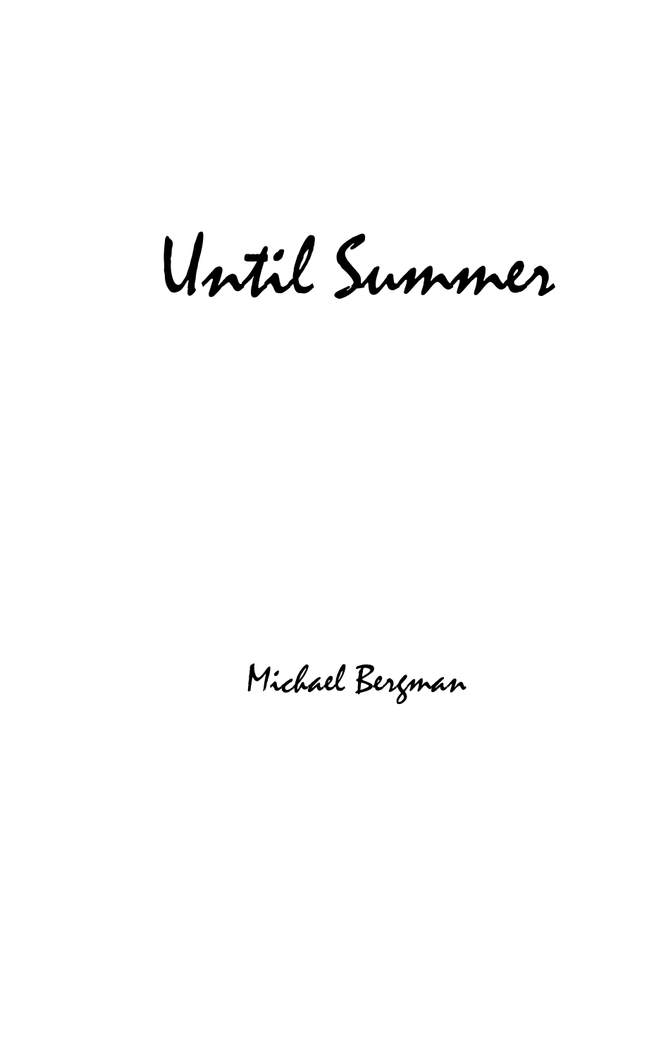# Until Summer

Michael Bergman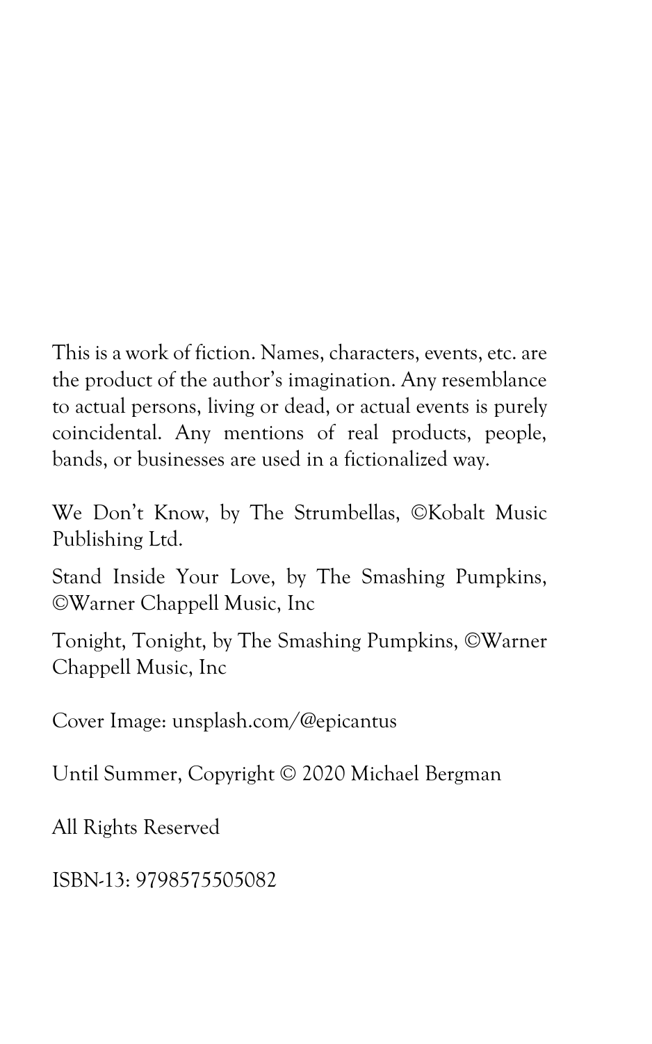This is a work of fiction. Names, characters, events, etc. are the product of the author's imagination. Any resemblance to actual persons, living or dead, or actual events is purely coincidental. Any mentions of real products, people, bands, or businesses are used in a fictionalized way.

We Don't Know, by The Strumbellas, ©Kobalt Music Publishing Ltd.

Stand Inside Your Love, by The Smashing Pumpkins, ©Warner Chappell Music, Inc

Tonight, Tonight, by The Smashing Pumpkins, ©Warner Chappell Music, Inc

Cover Image: unsplash.com/@epicantus

Until Summer, Copyright © 2020 Michael Bergman

All Rights Reserved

ISBN-13: 9798575505082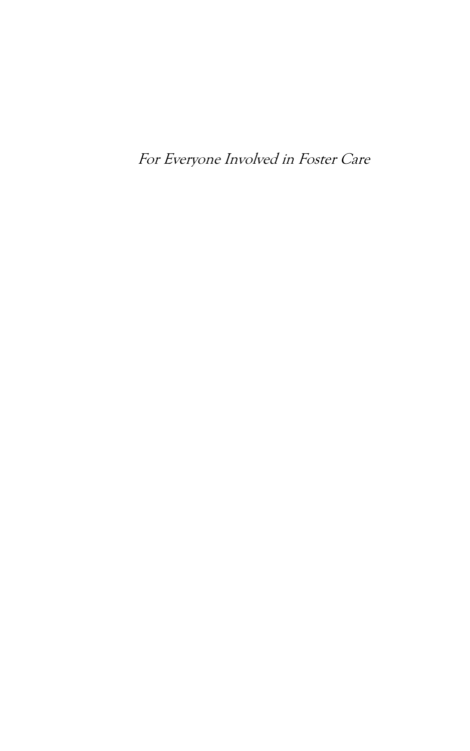*For Everyone Involved in Foster Care*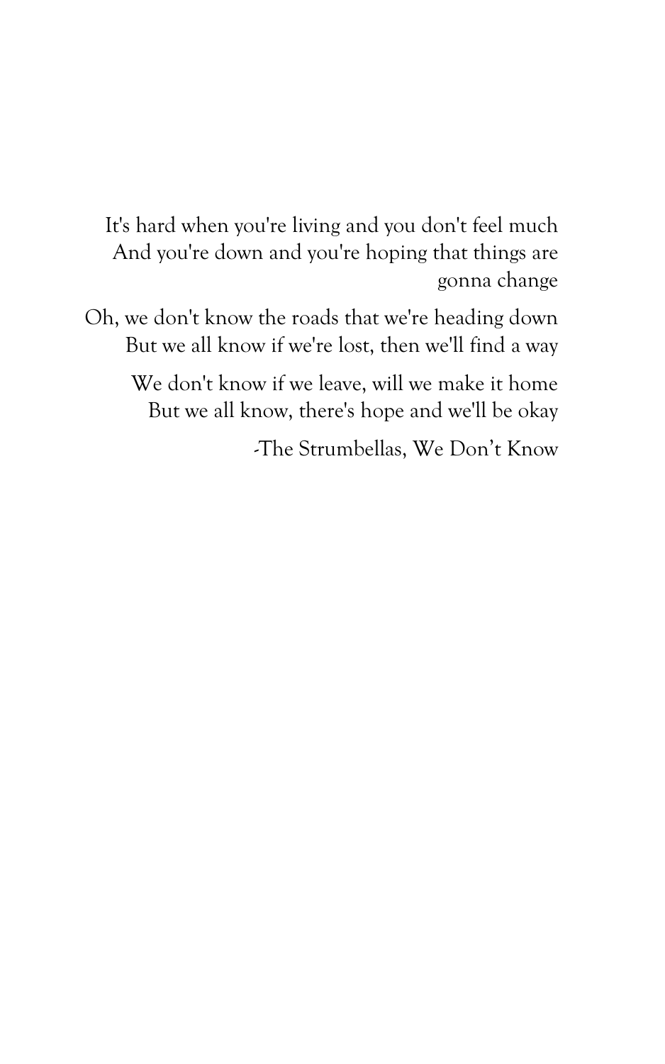It's hard when you're living and you don't feel much
And you're down and you're hoping that things are gonna change

Oh, we don't know the roads that we're heading down
But we all know if we're lost, then we'll find a way

We don't know if we leave, will we make it home
But we all know, there's hope and we'll be okay

-The Strumbellas, We Don’t Know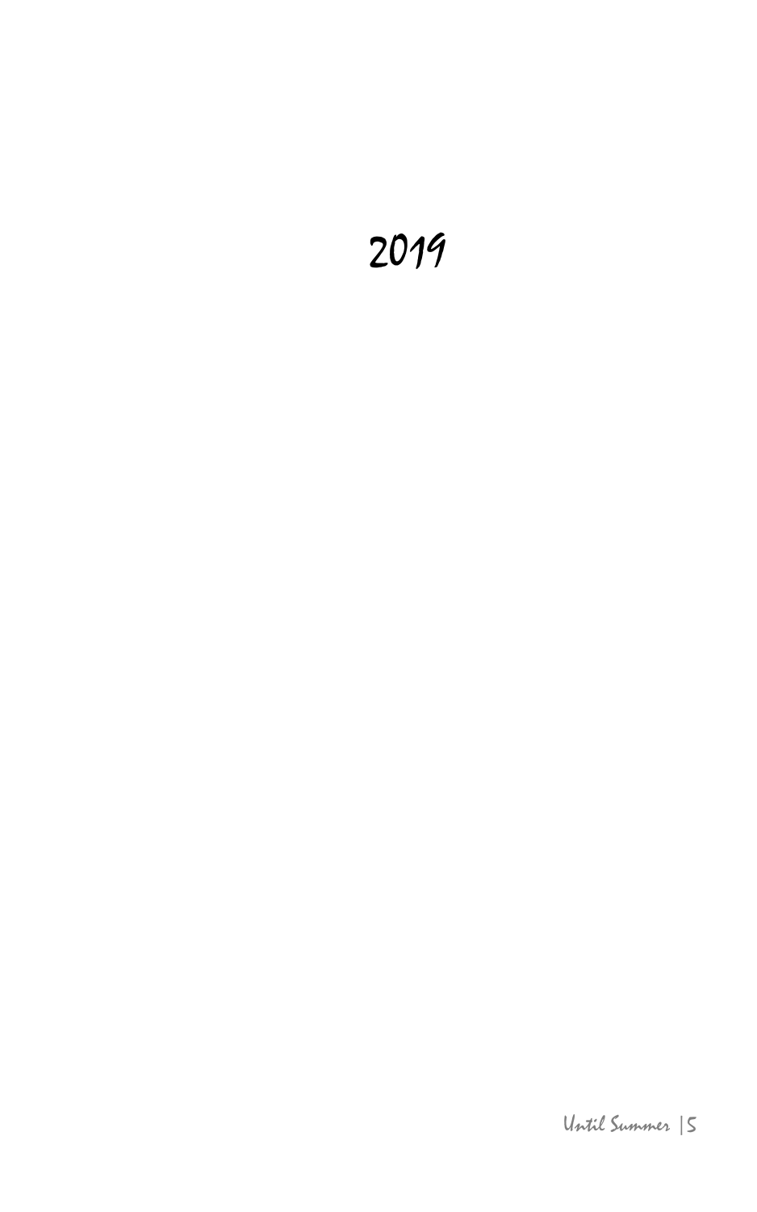# 2019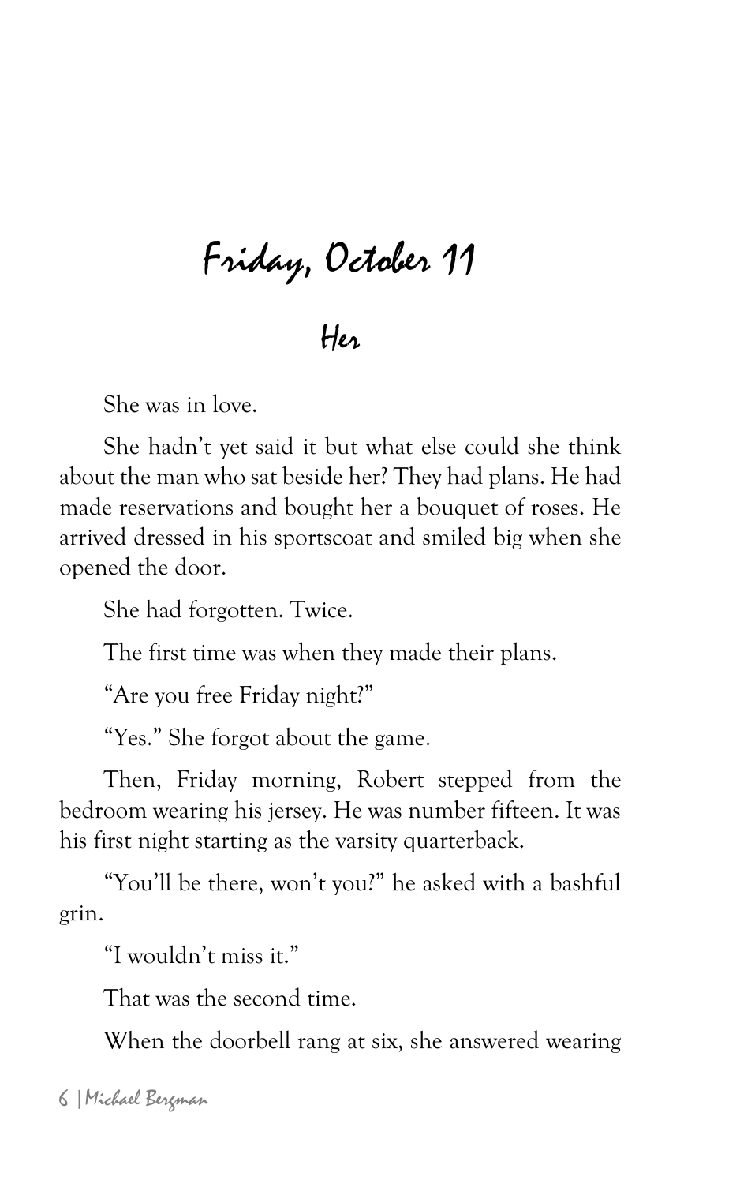# Friday, October 11

## Her

She was in love.

She hadn't yet said it but what else could she think about the man who sat beside her? They had plans. He had made reservations and bought her a bouquet of roses. He arrived dressed in his sportscoat and smiled big when she opened the door.

She had forgotten. Twice.

The first time was when they made their plans.

"Are you free Friday night?"

"Yes." She forgot about the game.

Then, Friday morning, Robert stepped from the bedroom wearing his jersey. He was number fifteen. It was his first night starting as the varsity quarterback.

"You'll be there, won't you?" he asked with a bashful grin.

"I wouldn't miss it."

That was the second time.

When the doorbell rang at six, she answered wearing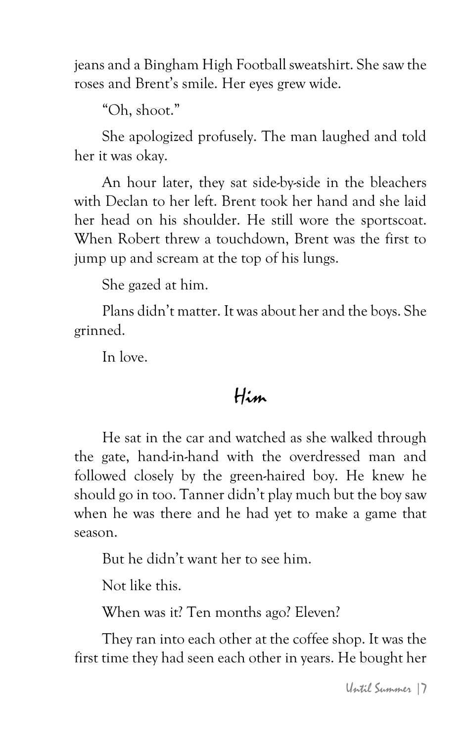jeans and a Bingham High Football sweatshirt. She saw the roses and Brent's smile. Her eyes grew wide.

"Oh, shoot."

She apologized profusely. The man laughed and told her it was okay.

An hour later, they sat side-by-side in the bleachers with Declan to her left. Brent took her hand and she laid her head on his shoulder. He still wore the sportscoat. When Robert threw a touchdown, Brent was the first to jump up and scream at the top of his lungs.

She gazed at him.

Plans didn't matter. It was about her and the boys. She grinned.

In love.

## Him

He sat in the car and watched as she walked through the gate, hand-in-hand with the overdressed man and followed closely by the green-haired boy. He knew he should go in too. Tanner didn't play much but the boy saw when he was there and he had yet to make a game that season.

But he didn't want her to see him.

Not like this.

When was it? Ten months ago? Eleven?

They ran into each other at the coffee shop. It was the first time they had seen each other in years. He bought her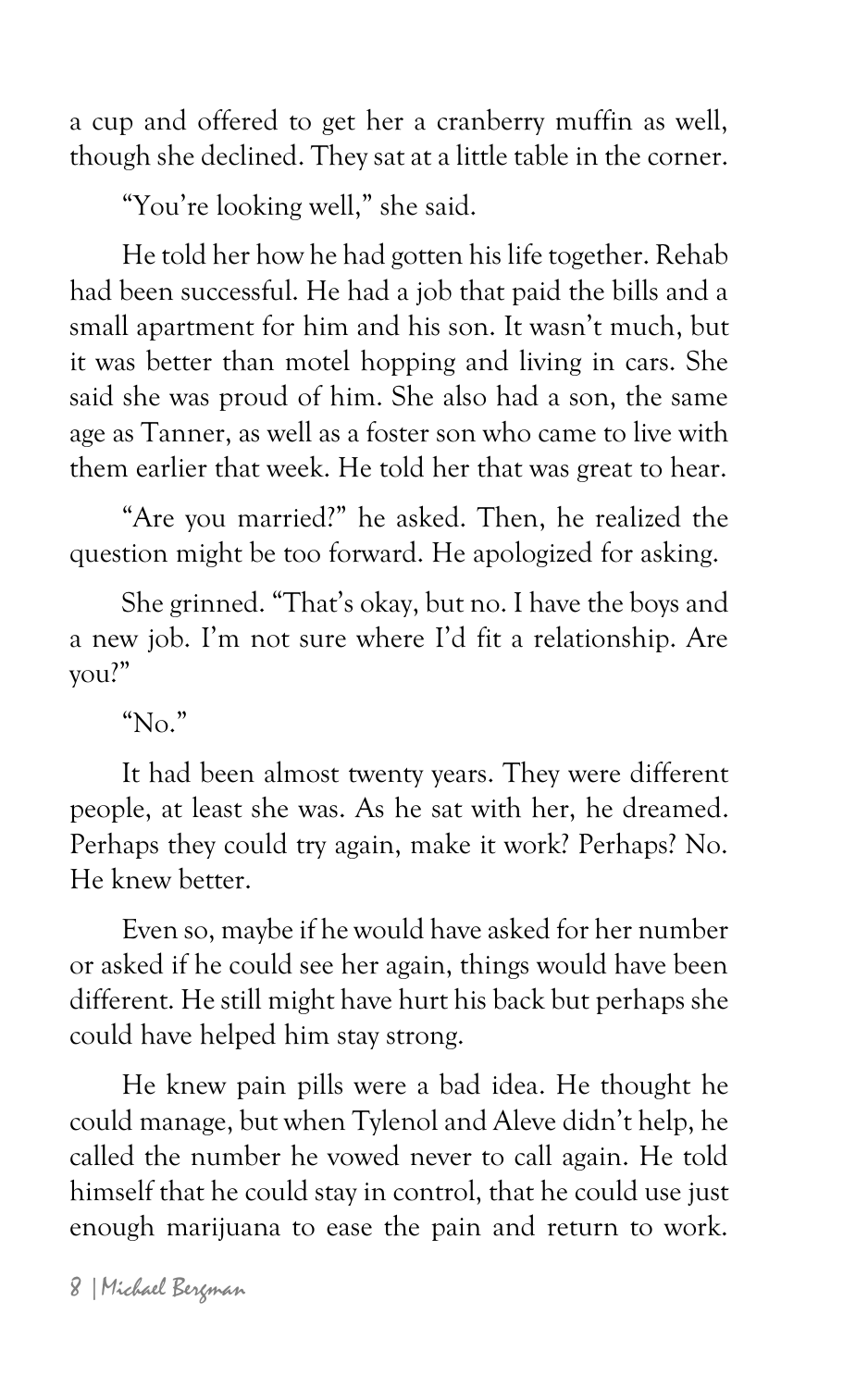a cup and offered to get her a cranberry muffin as well, though she declined. They sat at a little table in the corner.

"You're looking well," she said.

He told her how he had gotten his life together. Rehab had been successful. He had a job that paid the bills and a small apartment for him and his son. It wasn't much, but it was better than motel hopping and living in cars. She said she was proud of him. She also had a son, the same age as Tanner, as well as a foster son who came to live with them earlier that week. He told her that was great to hear.

"Are you married?" he asked. Then, he realized the question might be too forward. He apologized for asking.

She grinned. "That's okay, but no. I have the boys and a new job. I'm not sure where I'd fit a relationship. Are you?"

"No."

It had been almost twenty years. They were different people, at least she was. As he sat with her, he dreamed. Perhaps they could try again, make it work? Perhaps? No. He knew better.

Even so, maybe if he would have asked for her number or asked if he could see her again, things would have been different. He still might have hurt his back but perhaps she could have helped him stay strong.

He knew pain pills were a bad idea. He thought he could manage, but when Tylenol and Aleve didn't help, he called the number he vowed never to call again. He told himself that he could stay in control, that he could use just enough marijuana to ease the pain and return to work.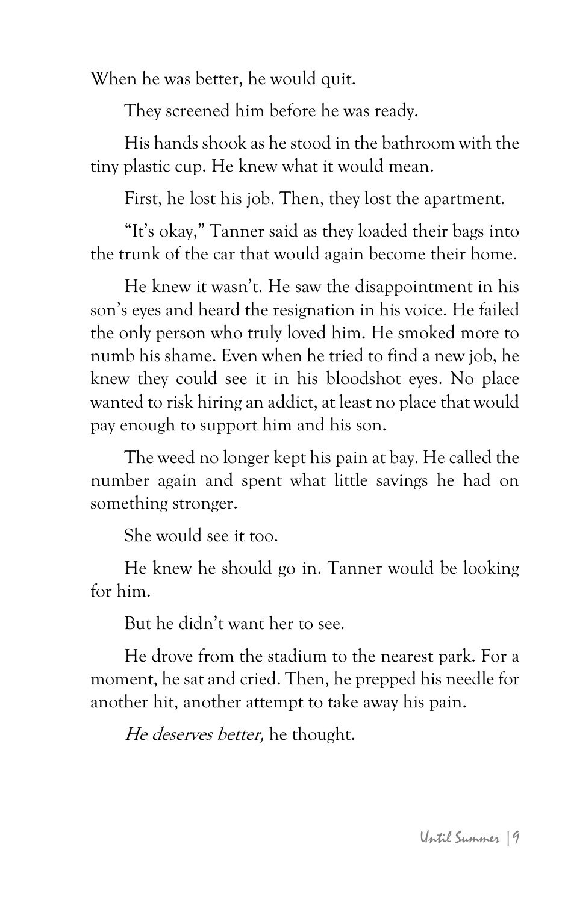When he was better, he would quit.

They screened him before he was ready.

His hands shook as he stood in the bathroom with the tiny plastic cup. He knew what it would mean.

First, he lost his job. Then, they lost the apartment.

"It's okay," Tanner said as they loaded their bags into the trunk of the car that would again become their home.

He knew it wasn't. He saw the disappointment in his son's eyes and heard the resignation in his voice. He failed the only person who truly loved him. He smoked more to numb his shame. Even when he tried to find a new job, he knew they could see it in his bloodshot eyes. No place wanted to risk hiring an addict, at least no place that would pay enough to support him and his son.

The weed no longer kept his pain at bay. He called the number again and spent what little savings he had on something stronger.

She would see it too.

He knew he should go in. Tanner would be looking for him.

But he didn't want her to see.

He drove from the stadium to the nearest park. For a moment, he sat and cried. Then, he prepped his needle for another hit, another attempt to take away his pain.

*He deserves better,* he thought.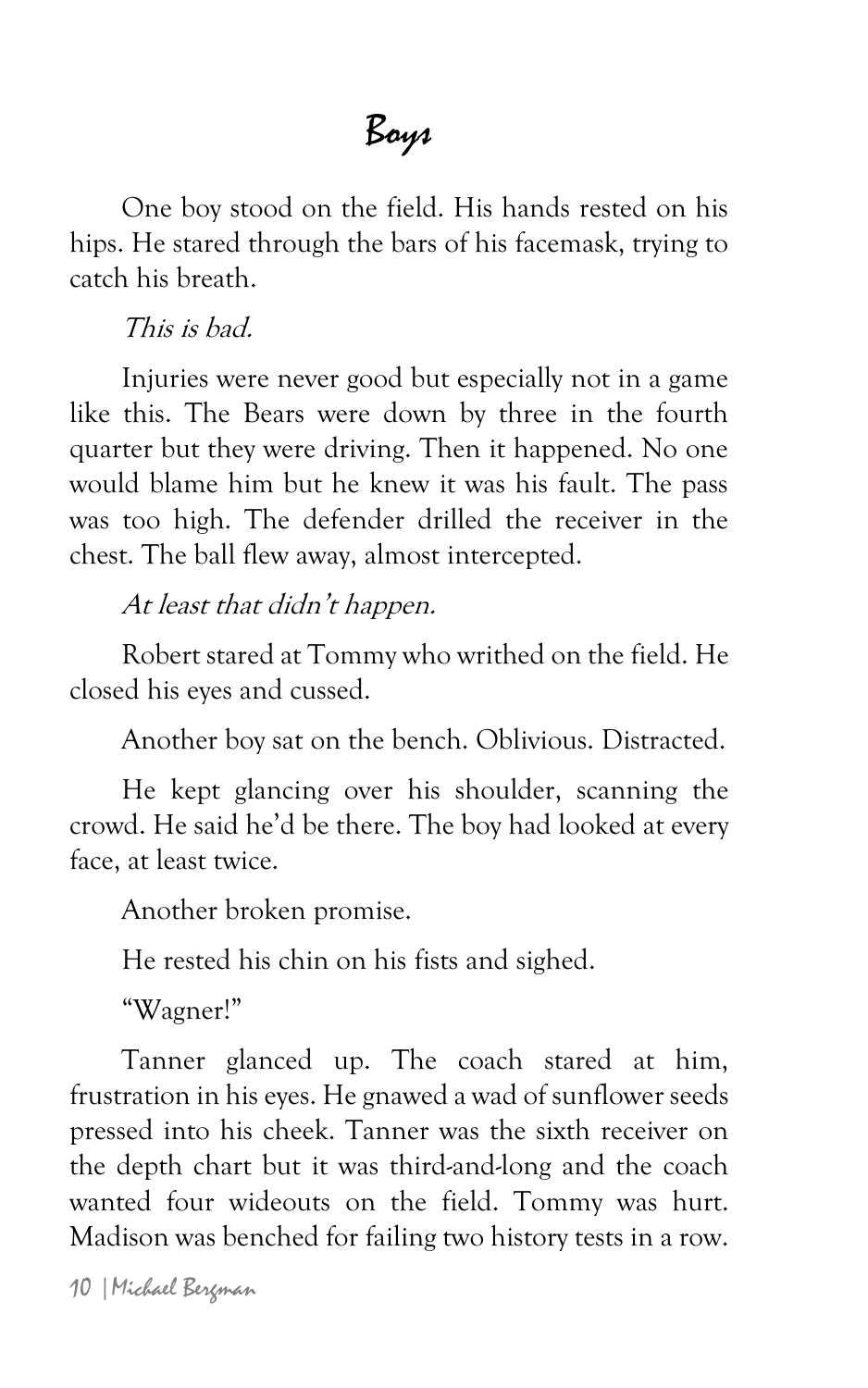# Boys

One boy stood on the field. His hands rested on his hips. He stared through the bars of his facemask, trying to catch his breath.

*This is bad.*

Injuries were never good but especially not in a game like this. The Bears were down by three in the fourth quarter but they were driving. Then it happened. No one would blame him but he knew it was his fault. The pass was too high. The defender drilled the receiver in the chest. The ball flew away, almost intercepted.

*At least that didn't happen.*

Robert stared at Tommy who writhed on the field. He closed his eyes and cussed.

Another boy sat on the bench. Oblivious. Distracted.

He kept glancing over his shoulder, scanning the crowd. He said he'd be there. The boy had looked at every face, at least twice.

Another broken promise.

He rested his chin on his fists and sighed.

"Wagner!"

Tanner glanced up. The coach stared at him, frustration in his eyes. He gnawed a wad of sunflower seeds pressed into his cheek. Tanner was the sixth receiver on the depth chart but it was third-and-long and the coach wanted four wideouts on the field. Tommy was hurt. Madison was benched for failing two history tests in a row.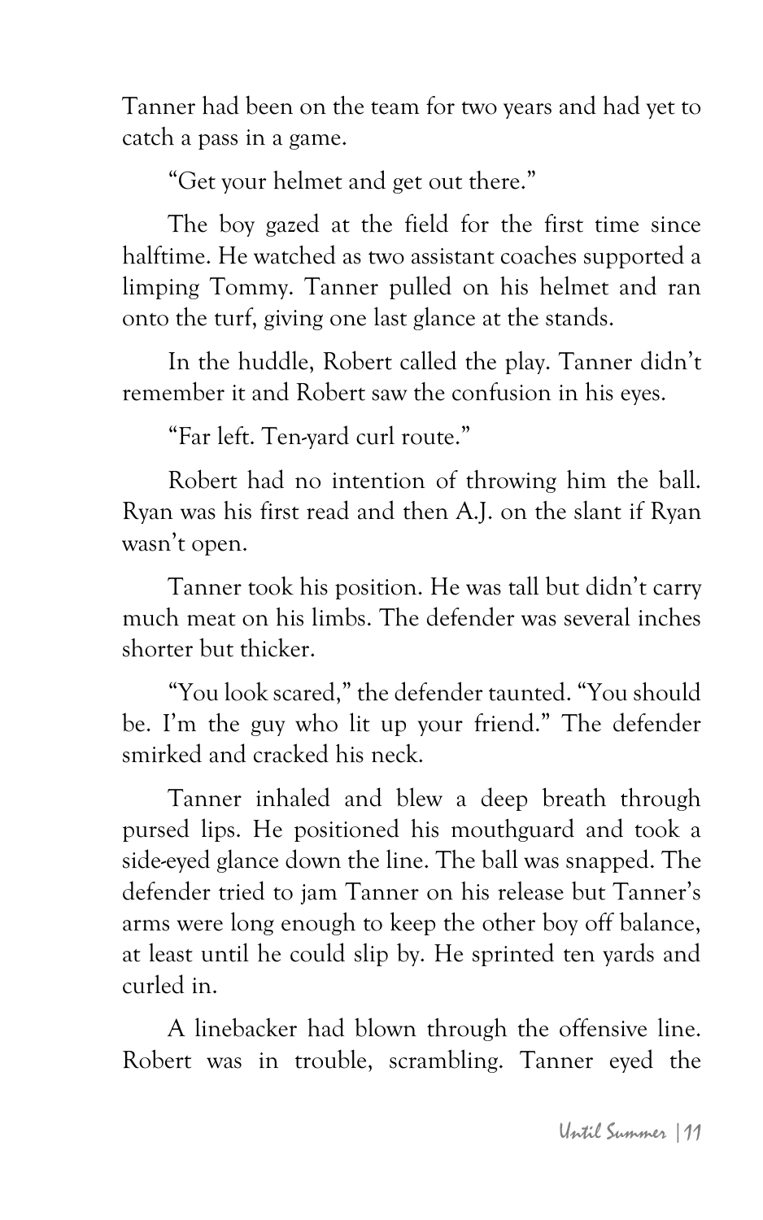Tanner had been on the team for two years and had yet to catch a pass in a game.

"Get your helmet and get out there."

The boy gazed at the field for the first time since halftime. He watched as two assistant coaches supported a limping Tommy. Tanner pulled on his helmet and ran onto the turf, giving one last glance at the stands.

In the huddle, Robert called the play. Tanner didn't remember it and Robert saw the confusion in his eyes.

"Far left. Ten-yard curl route."

Robert had no intention of throwing him the ball. Ryan was his first read and then A.J. on the slant if Ryan wasn't open.

Tanner took his position. He was tall but didn't carry much meat on his limbs. The defender was several inches shorter but thicker.

"You look scared," the defender taunted. "You should be. I'm the guy who lit up your friend." The defender smirked and cracked his neck.

Tanner inhaled and blew a deep breath through pursed lips. He positioned his mouthguard and took a side-eyed glance down the line. The ball was snapped. The defender tried to jam Tanner on his release but Tanner's arms were long enough to keep the other boy off balance, at least until he could slip by. He sprinted ten yards and curled in.

A linebacker had blown through the offensive line. Robert was in trouble, scrambling. Tanner eyed the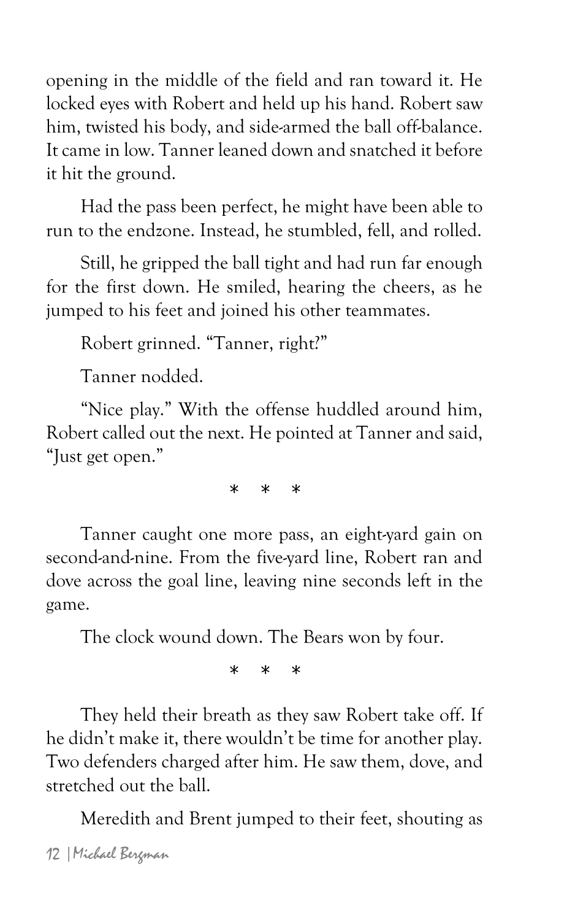opening in the middle of the field and ran toward it. He locked eyes with Robert and held up his hand. Robert saw him, twisted his body, and side-armed the ball off-balance. It came in low. Tanner leaned down and snatched it before it hit the ground.

Had the pass been perfect, he might have been able to run to the endzone. Instead, he stumbled, fell, and rolled.

Still, he gripped the ball tight and had run far enough for the first down. He smiled, hearing the cheers, as he jumped to his feet and joined his other teammates.

Robert grinned. "Tanner, right?"

Tanner nodded.

"Nice play." With the offense huddled around him, Robert called out the next. He pointed at Tanner and said, "Just get open."

\* \* \*

Tanner caught one more pass, an eight-yard gain on second-and-nine. From the five-yard line, Robert ran and dove across the goal line, leaving nine seconds left in the game.

The clock wound down. The Bears won by four.

\* \* \*

They held their breath as they saw Robert take off. If he didn't make it, there wouldn't be time for another play. Two defenders charged after him. He saw them, dove, and stretched out the ball.

Meredith and Brent jumped to their feet, shouting as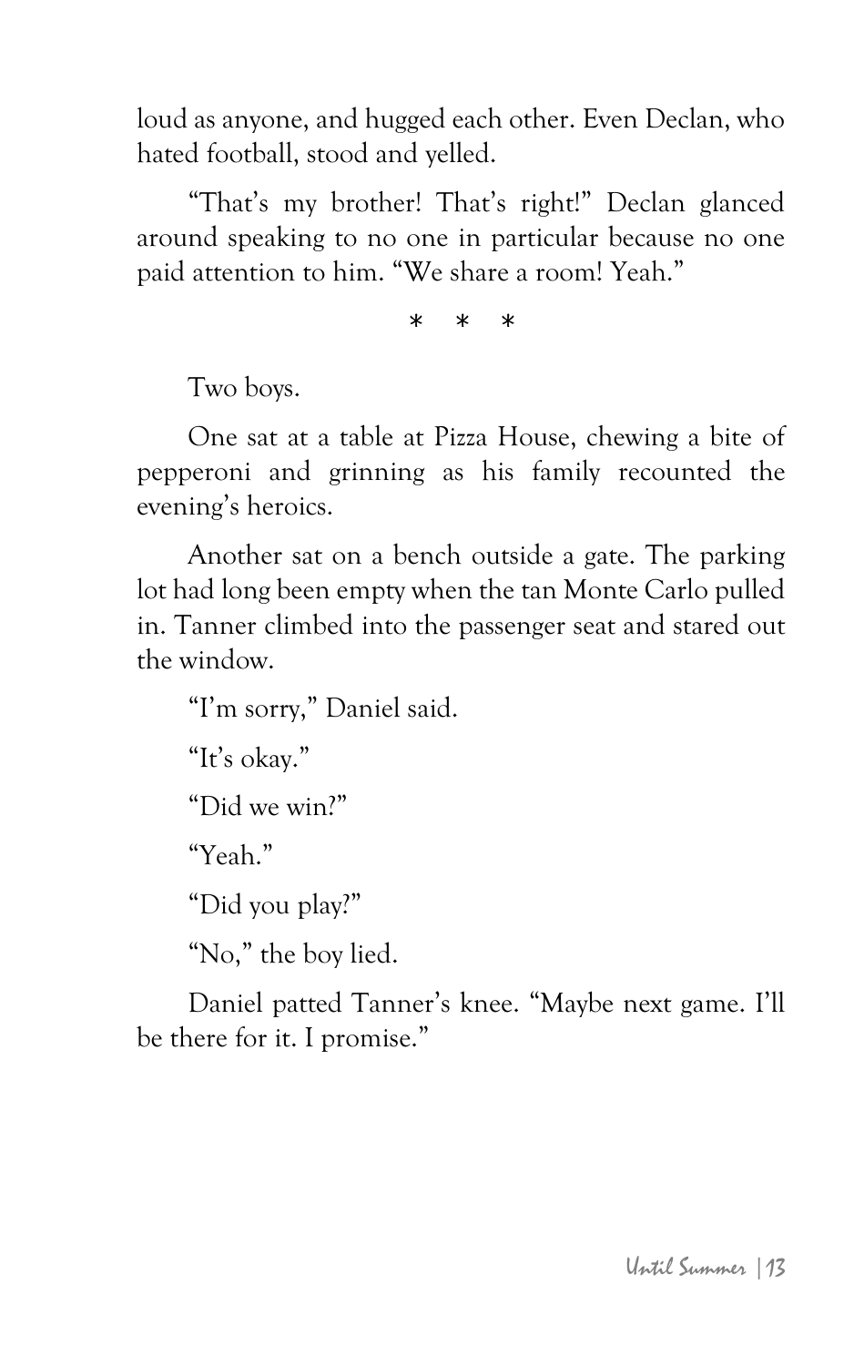loud as anyone, and hugged each other. Even Declan, who hated football, stood and yelled.

"That's my brother! That's right!" Declan glanced around speaking to no one in particular because no one paid attention to him. "We share a room! Yeah."

\* \* \*

Two boys.

One sat at a table at Pizza House, chewing a bite of pepperoni and grinning as his family recounted the evening's heroics.

Another sat on a bench outside a gate. The parking lot had long been empty when the tan Monte Carlo pulled in. Tanner climbed into the passenger seat and stared out the window.

"I'm sorry," Daniel said.

"It's okay."

"Did we win?"

"Yeah."

"Did you play?"

"No," the boy lied.

Daniel patted Tanner's knee. "Maybe next game. I'll be there for it. I promise."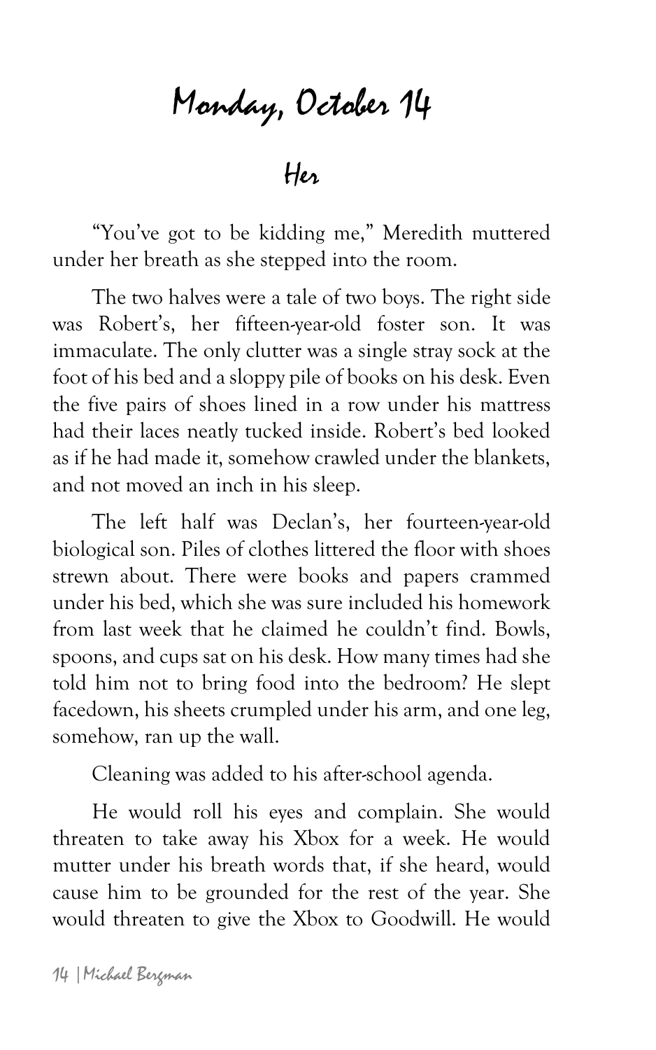# Monday, October 14

## Her

"You've got to be kidding me," Meredith muttered under her breath as she stepped into the room.

The two halves were a tale of two boys. The right side was Robert's, her fifteen-year-old foster son. It was immaculate. The only clutter was a single stray sock at the foot of his bed and a sloppy pile of books on his desk. Even the five pairs of shoes lined in a row under his mattress had their laces neatly tucked inside. Robert's bed looked as if he had made it, somehow crawled under the blankets, and not moved an inch in his sleep.

The left half was Declan's, her fourteen-year-old biological son. Piles of clothes littered the floor with shoes strewn about. There were books and papers crammed under his bed, which she was sure included his homework from last week that he claimed he couldn't find. Bowls, spoons, and cups sat on his desk. How many times had she told him not to bring food into the bedroom? He slept facedown, his sheets crumpled under his arm, and one leg, somehow, ran up the wall.

Cleaning was added to his after-school agenda.

He would roll his eyes and complain. She would threaten to take away his Xbox for a week. He would mutter under his breath words that, if she heard, would cause him to be grounded for the rest of the year. She would threaten to give the Xbox to Goodwill. He would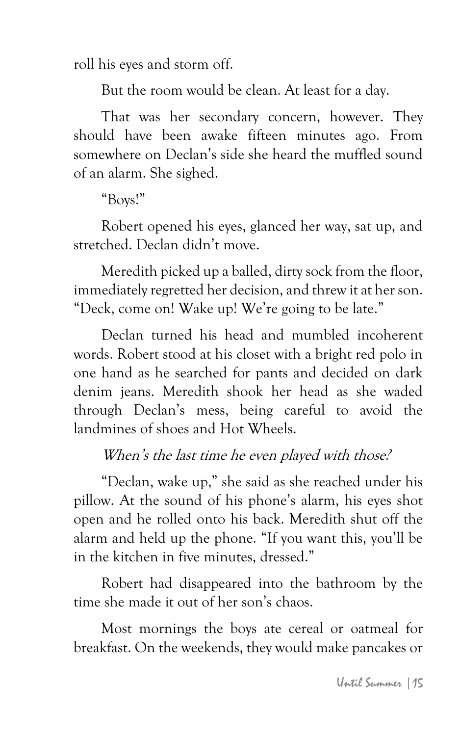roll his eyes and storm off.

But the room would be clean. At least for a day.

That was her secondary concern, however. They should have been awake fifteen minutes ago. From somewhere on Declan's side she heard the muffled sound of an alarm. She sighed.

"Boys!"

Robert opened his eyes, glanced her way, sat up, and stretched. Declan didn't move.

Meredith picked up a balled, dirty sock from the floor, immediately regretted her decision, and threw it at her son. "Deck, come on! Wake up! We're going to be late."

Declan turned his head and mumbled incoherent words. Robert stood at his closet with a bright red polo in one hand as he searched for pants and decided on dark denim jeans. Meredith shook her head as she waded through Declan's mess, being careful to avoid the landmines of shoes and Hot Wheels.

*When's the last time he even played with those?*

"Declan, wake up," she said as she reached under his pillow. At the sound of his phone's alarm, his eyes shot open and he rolled onto his back. Meredith shut off the alarm and held up the phone. "If you want this, you'll be in the kitchen in five minutes, dressed."

Robert had disappeared into the bathroom by the time she made it out of her son's chaos.

Most mornings the boys ate cereal or oatmeal for breakfast. On the weekends, they would make pancakes or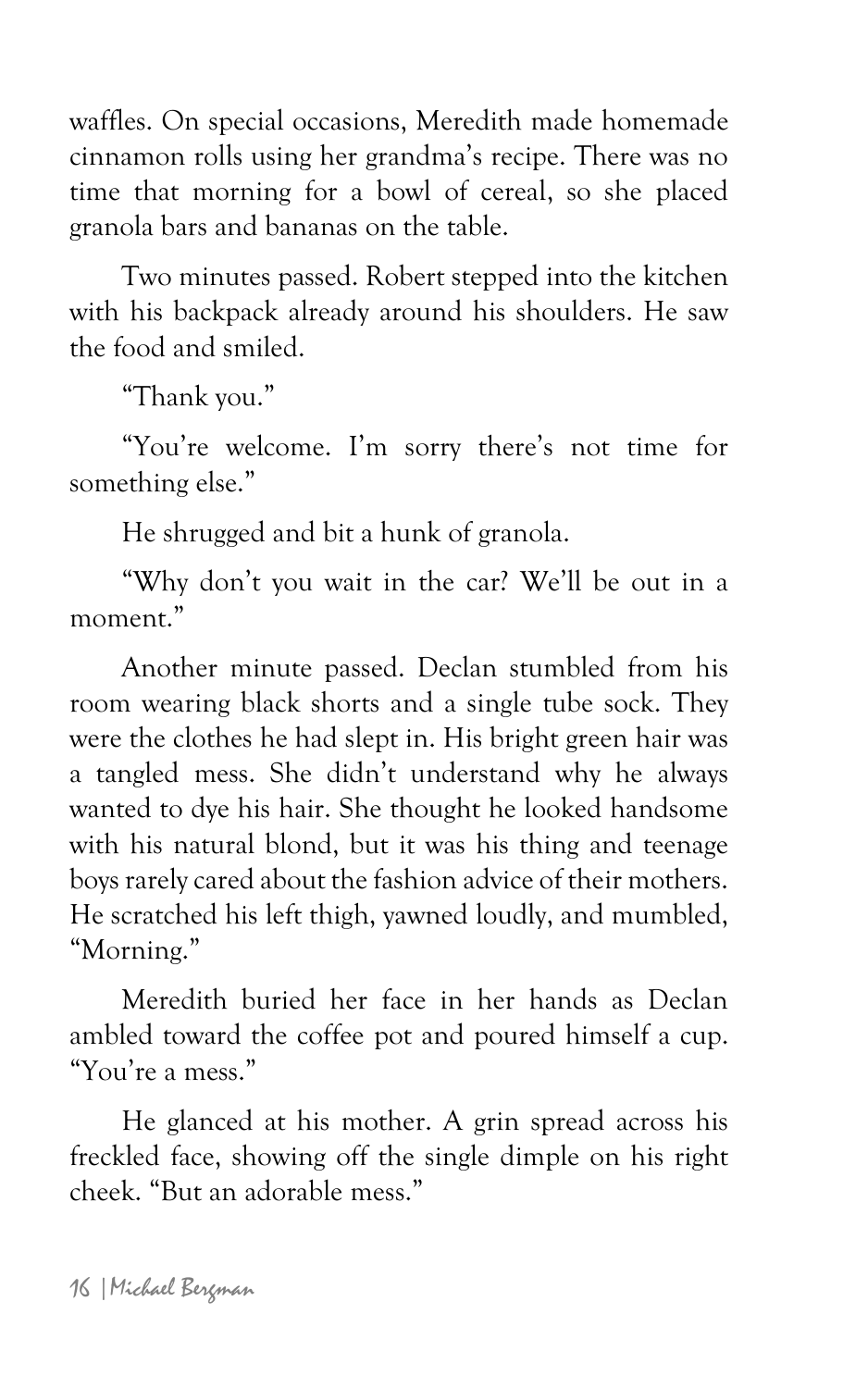waffles. On special occasions, Meredith made homemade cinnamon rolls using her grandma's recipe. There was no time that morning for a bowl of cereal, so she placed granola bars and bananas on the table.

Two minutes passed. Robert stepped into the kitchen with his backpack already around his shoulders. He saw the food and smiled.

"Thank you."

"You're welcome. I'm sorry there's not time for something else."

He shrugged and bit a hunk of granola.

"Why don't you wait in the car? We'll be out in a moment."

Another minute passed. Declan stumbled from his room wearing black shorts and a single tube sock. They were the clothes he had slept in. His bright green hair was a tangled mess. She didn't understand why he always wanted to dye his hair. She thought he looked handsome with his natural blond, but it was his thing and teenage boys rarely cared about the fashion advice of their mothers. He scratched his left thigh, yawned loudly, and mumbled, "Morning."

Meredith buried her face in her hands as Declan ambled toward the coffee pot and poured himself a cup. "You're a mess."

He glanced at his mother. A grin spread across his freckled face, showing off the single dimple on his right cheek. "But an adorable mess."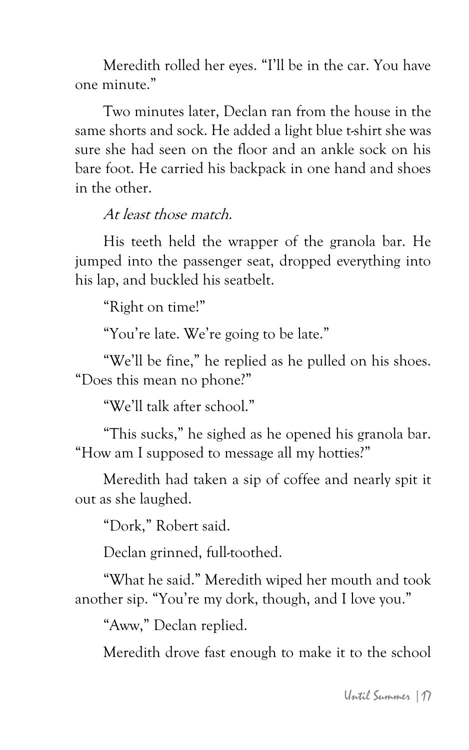Meredith rolled her eyes. “I’ll be in the car. You have one minute.”

Two minutes later, Declan ran from the house in the same shorts and sock. He added a light blue t-shirt she was sure she had seen on the floor and an ankle sock on his bare foot. He carried his backpack in one hand and shoes in the other.

*At least those match.*

His teeth held the wrapper of the granola bar. He jumped into the passenger seat, dropped everything into his lap, and buckled his seatbelt.

“Right on time!”

“You’re late. We’re going to be late.”

“We’ll be fine,” he replied as he pulled on his shoes. “Does this mean no phone?”

“We’ll talk after school.”

“This sucks,” he sighed as he opened his granola bar. “How am I supposed to message all my hotties?”

Meredith had taken a sip of coffee and nearly spit it out as she laughed.

“Dork,” Robert said.

Declan grinned, full-toothed.

“What he said.” Meredith wiped her mouth and took another sip. “You’re my dork, though, and I love you.”

“Aww,” Declan replied.

Meredith drove fast enough to make it to the school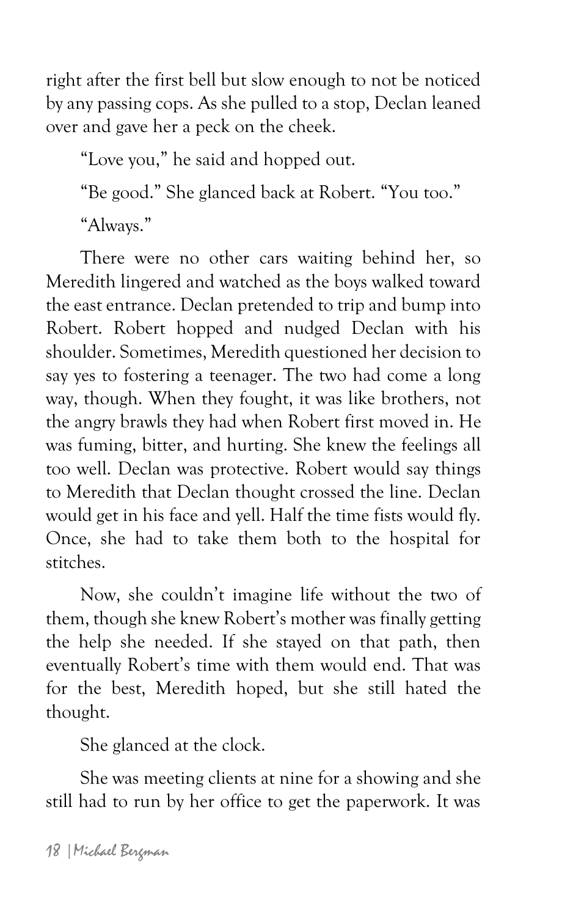right after the first bell but slow enough to not be noticed by any passing cops. As she pulled to a stop, Declan leaned over and gave her a peck on the cheek.

"Love you," he said and hopped out.

"Be good." She glanced back at Robert. "You too."

"Always."

There were no other cars waiting behind her, so Meredith lingered and watched as the boys walked toward the east entrance. Declan pretended to trip and bump into Robert. Robert hopped and nudged Declan with his shoulder. Sometimes, Meredith questioned her decision to say yes to fostering a teenager. The two had come a long way, though. When they fought, it was like brothers, not the angry brawls they had when Robert first moved in. He was fuming, bitter, and hurting. She knew the feelings all too well. Declan was protective. Robert would say things to Meredith that Declan thought crossed the line. Declan would get in his face and yell. Half the time fists would fly. Once, she had to take them both to the hospital for stitches.

Now, she couldn't imagine life without the two of them, though she knew Robert's mother was finally getting the help she needed. If she stayed on that path, then eventually Robert's time with them would end. That was for the best, Meredith hoped, but she still hated the thought.

She glanced at the clock.

She was meeting clients at nine for a showing and she still had to run by her office to get the paperwork. It was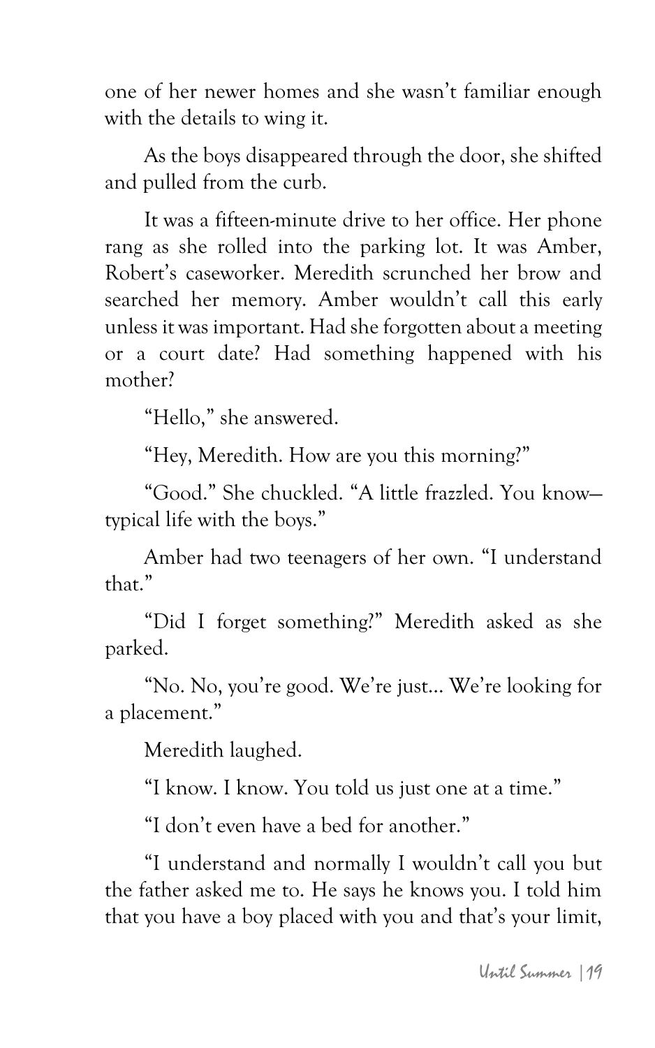one of her newer homes and she wasn't familiar enough with the details to wing it.

As the boys disappeared through the door, she shifted and pulled from the curb.

It was a fifteen-minute drive to her office. Her phone rang as she rolled into the parking lot. It was Amber, Robert's caseworker. Meredith scrunched her brow and searched her memory. Amber wouldn't call this early unless it was important. Had she forgotten about a meeting or a court date? Had something happened with his mother?

"Hello," she answered.

"Hey, Meredith. How are you this morning?"

"Good." She chuckled. "A little frazzled. You know—typical life with the boys."

Amber had two teenagers of her own. "I understand that."

"Did I forget something?" Meredith asked as she parked.

"No. No, you're good. We're just... We're looking for a placement."

Meredith laughed.

"I know. I know. You told us just one at a time."

"I don't even have a bed for another."

"I understand and normally I wouldn't call you but the father asked me to. He says he knows you. I told him that you have a boy placed with you and that's your limit,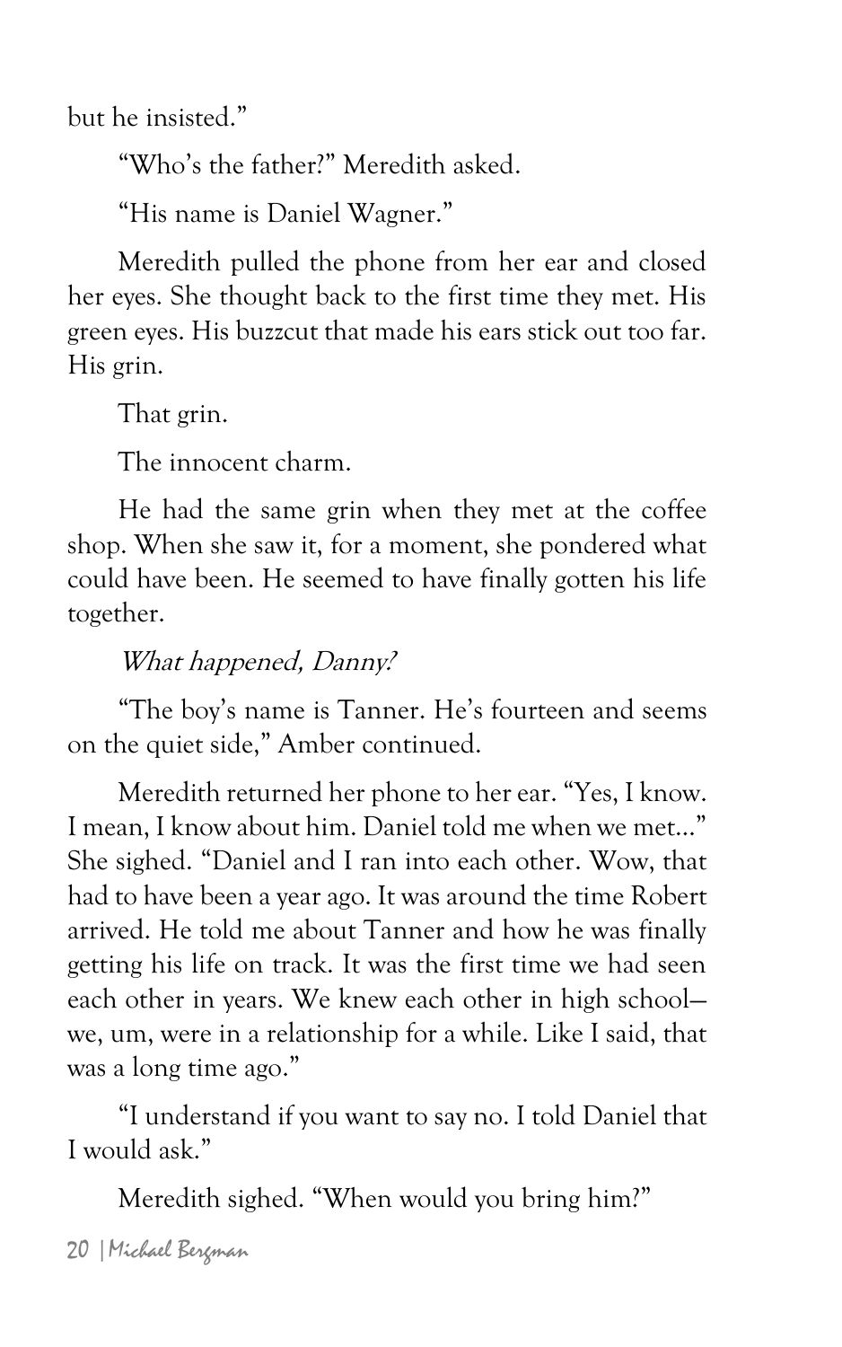but he insisted."

"Who's the father?" Meredith asked.

"His name is Daniel Wagner."

Meredith pulled the phone from her ear and closed her eyes. She thought back to the first time they met. His green eyes. His buzzcut that made his ears stick out too far. His grin.

That grin.

The innocent charm.

He had the same grin when they met at the coffee shop. When she saw it, for a moment, she pondered what could have been. He seemed to have finally gotten his life together.

*What happened, Danny?*

"The boy's name is Tanner. He's fourteen and seems on the quiet side," Amber continued.

Meredith returned her phone to her ear. "Yes, I know. I mean, I know about him. Daniel told me when we met..." She sighed. "Daniel and I ran into each other. Wow, that had to have been a year ago. It was around the time Robert arrived. He told me about Tanner and how he was finally getting his life on track. It was the first time we had seen each other in years. We knew each other in high school—we, um, were in a relationship for a while. Like I said, that was a long time ago."

"I understand if you want to say no. I told Daniel that I would ask."

Meredith sighed. "When would you bring him?"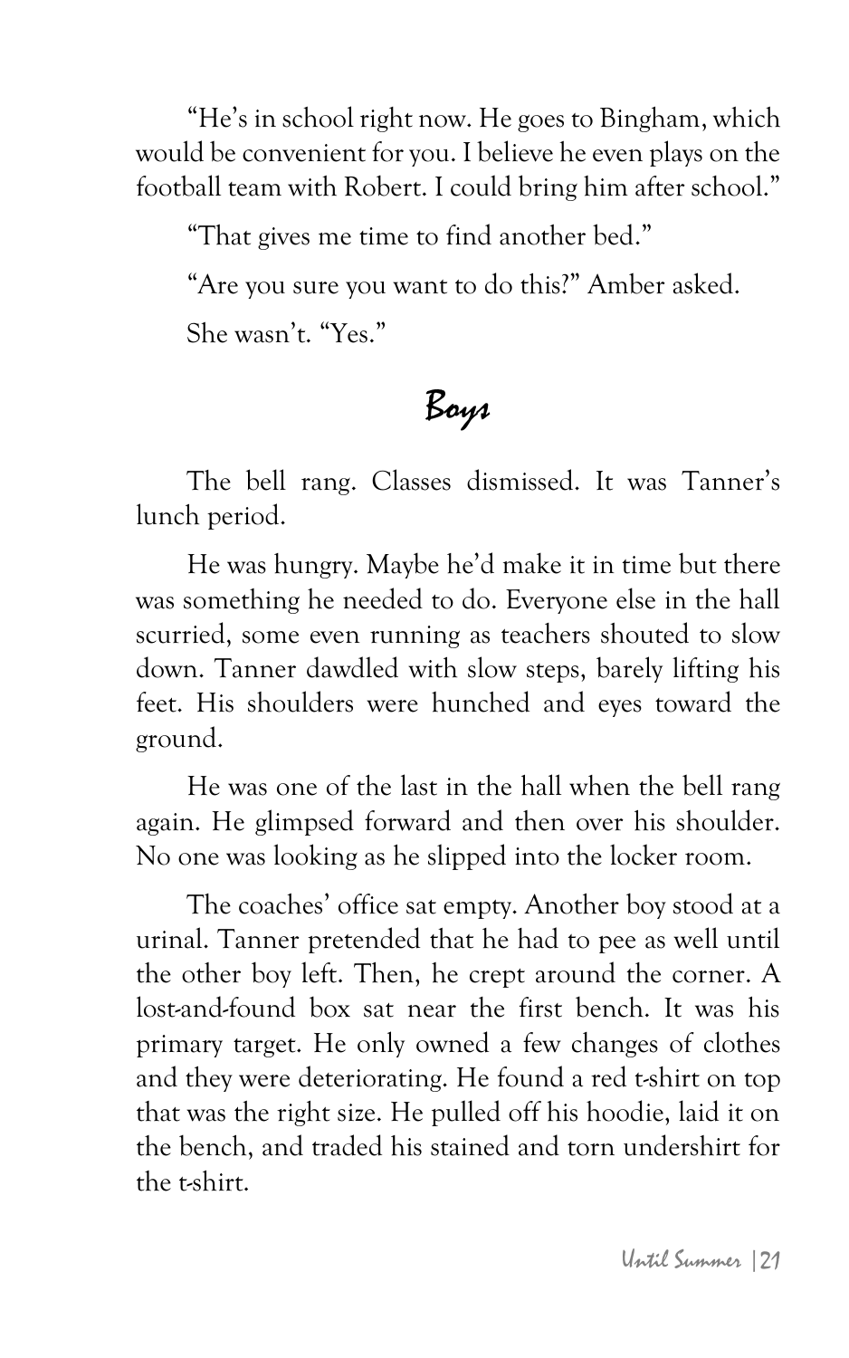"He's in school right now. He goes to Bingham, which would be convenient for you. I believe he even plays on the football team with Robert. I could bring him after school."

"That gives me time to find another bed."

"Are you sure you want to do this?" Amber asked.

She wasn't. "Yes."

## *Boys*

The bell rang. Classes dismissed. It was Tanner's lunch period.

He was hungry. Maybe he'd make it in time but there was something he needed to do. Everyone else in the hall scurried, some even running as teachers shouted to slow down. Tanner dawdled with slow steps, barely lifting his feet. His shoulders were hunched and eyes toward the ground.

He was one of the last in the hall when the bell rang again. He glimpsed forward and then over his shoulder. No one was looking as he slipped into the locker room.

The coaches' office sat empty. Another boy stood at a urinal. Tanner pretended that he had to pee as well until the other boy left. Then, he crept around the corner. A lost-and-found box sat near the first bench. It was his primary target. He only owned a few changes of clothes and they were deteriorating. He found a red t-shirt on top that was the right size. He pulled off his hoodie, laid it on the bench, and traded his stained and torn undershirt for the t-shirt.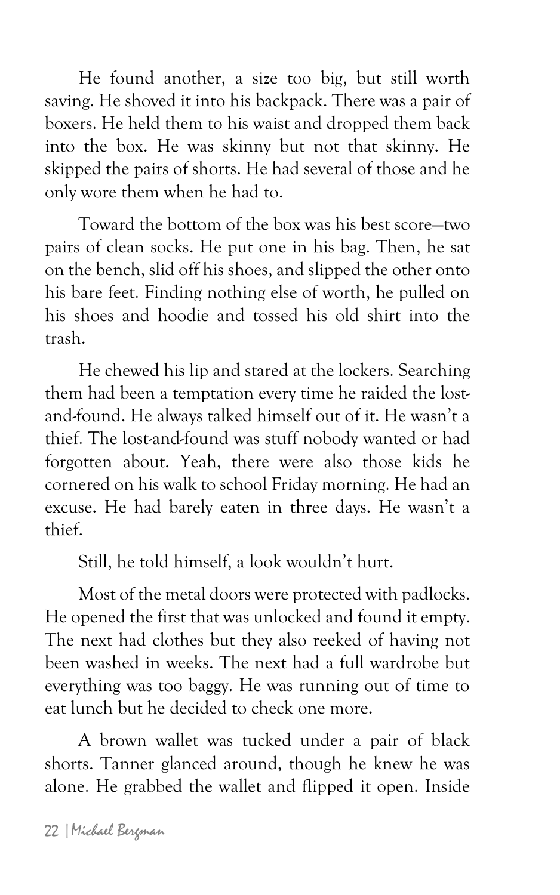He found another, a size too big, but still worth saving. He shoved it into his backpack. There was a pair of boxers. He held them to his waist and dropped them back into the box. He was skinny but not that skinny. He skipped the pairs of shorts. He had several of those and he only wore them when he had to.

Toward the bottom of the box was his best score—two pairs of clean socks. He put one in his bag. Then, he sat on the bench, slid off his shoes, and slipped the other onto his bare feet. Finding nothing else of worth, he pulled on his shoes and hoodie and tossed his old shirt into the trash.

He chewed his lip and stared at the lockers. Searching them had been a temptation every time he raided the lost-and-found. He always talked himself out of it. He wasn't a thief. The lost-and-found was stuff nobody wanted or had forgotten about. Yeah, there were also those kids he cornered on his walk to school Friday morning. He had an excuse. He had barely eaten in three days. He wasn't a thief.

Still, he told himself, a look wouldn't hurt.

Most of the metal doors were protected with padlocks. He opened the first that was unlocked and found it empty. The next had clothes but they also reeked of having not been washed in weeks. The next had a full wardrobe but everything was too baggy. He was running out of time to eat lunch but he decided to check one more.

A brown wallet was tucked under a pair of black shorts. Tanner glanced around, though he knew he was alone. He grabbed the wallet and flipped it open. Inside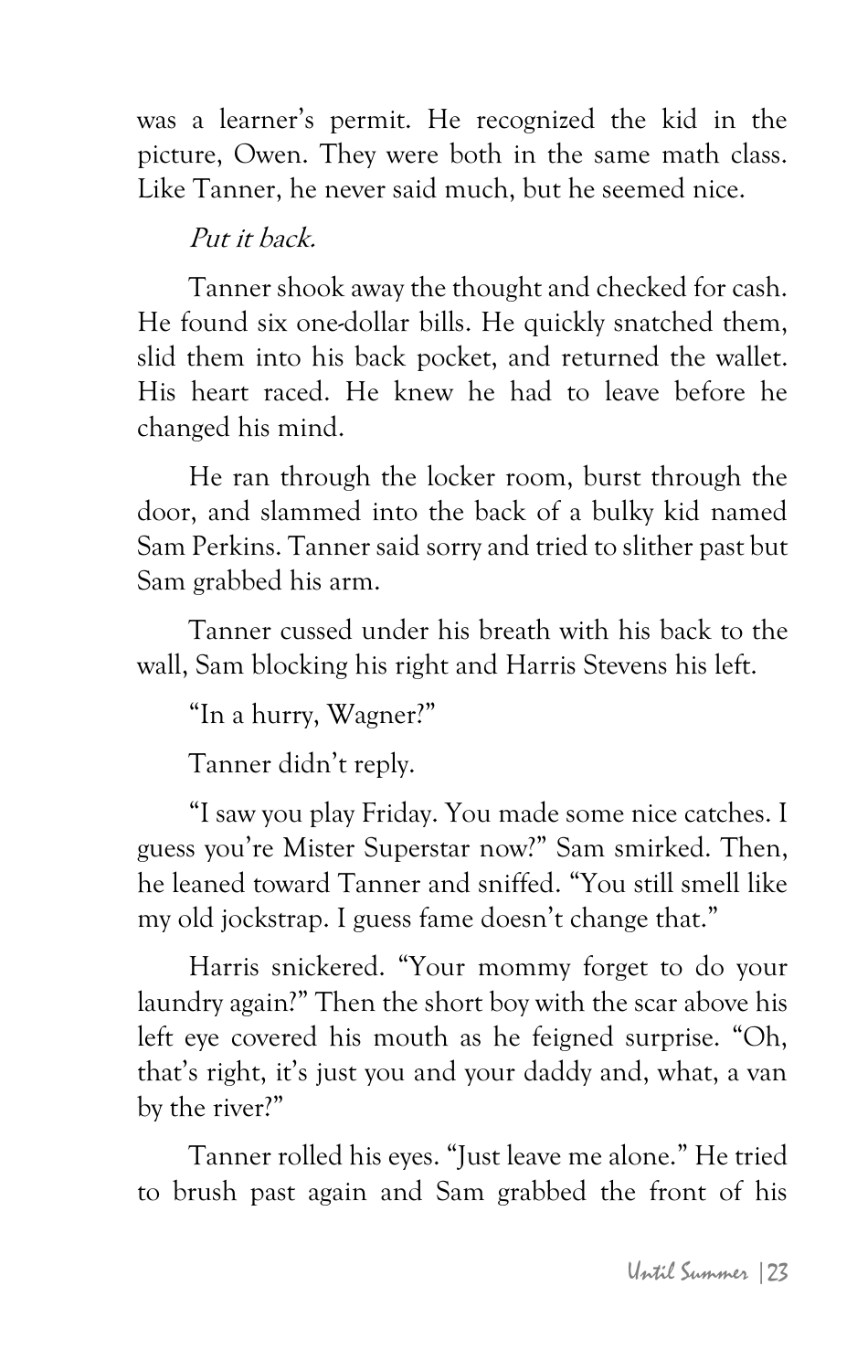was a learner's permit. He recognized the kid in the picture, Owen. They were both in the same math class. Like Tanner, he never said much, but he seemed nice.

*Put it back.*

Tanner shook away the thought and checked for cash. He found six one-dollar bills. He quickly snatched them, slid them into his back pocket, and returned the wallet. His heart raced. He knew he had to leave before he changed his mind.

He ran through the locker room, burst through the door, and slammed into the back of a bulky kid named Sam Perkins. Tanner said sorry and tried to slither past but Sam grabbed his arm.

Tanner cussed under his breath with his back to the wall, Sam blocking his right and Harris Stevens his left.

"In a hurry, Wagner?"

Tanner didn't reply.

"I saw you play Friday. You made some nice catches. I guess you're Mister Superstar now?" Sam smirked. Then, he leaned toward Tanner and sniffed. "You still smell like my old jockstrap. I guess fame doesn't change that."

Harris snickered. "Your mommy forget to do your laundry again?" Then the short boy with the scar above his left eye covered his mouth as he feigned surprise. "Oh, that's right, it's just you and your daddy and, what, a van by the river?"

Tanner rolled his eyes. "Just leave me alone." He tried to brush past again and Sam grabbed the front of his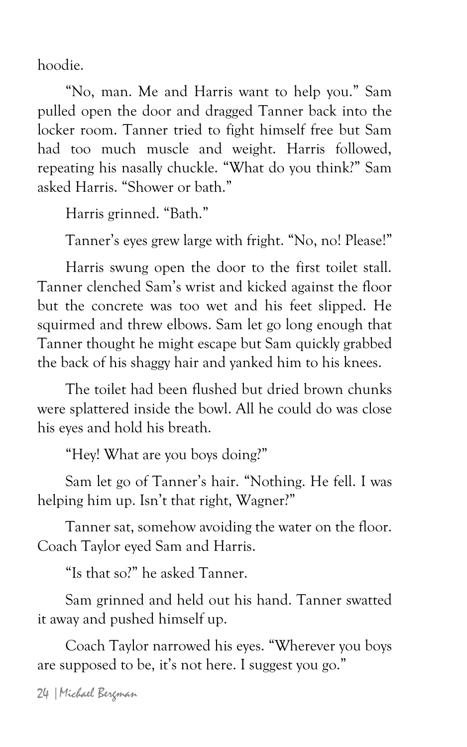hoodie.

"No, man. Me and Harris want to help you." Sam pulled open the door and dragged Tanner back into the locker room. Tanner tried to fight himself free but Sam had too much muscle and weight. Harris followed, repeating his nasally chuckle. "What do you think?" Sam asked Harris. "Shower or bath."

Harris grinned. "Bath."

Tanner's eyes grew large with fright. "No, no! Please!"

Harris swung open the door to the first toilet stall. Tanner clenched Sam's wrist and kicked against the floor but the concrete was too wet and his feet slipped. He squirmed and threw elbows. Sam let go long enough that Tanner thought he might escape but Sam quickly grabbed the back of his shaggy hair and yanked him to his knees.

The toilet had been flushed but dried brown chunks were splattered inside the bowl. All he could do was close his eyes and hold his breath.

"Hey! What are you boys doing?"

Sam let go of Tanner's hair. "Nothing. He fell. I was helping him up. Isn't that right, Wagner?"

Tanner sat, somehow avoiding the water on the floor. Coach Taylor eyed Sam and Harris.

"Is that so?" he asked Tanner.

Sam grinned and held out his hand. Tanner swatted it away and pushed himself up.

Coach Taylor narrowed his eyes. "Wherever you boys are supposed to be, it's not here. I suggest you go."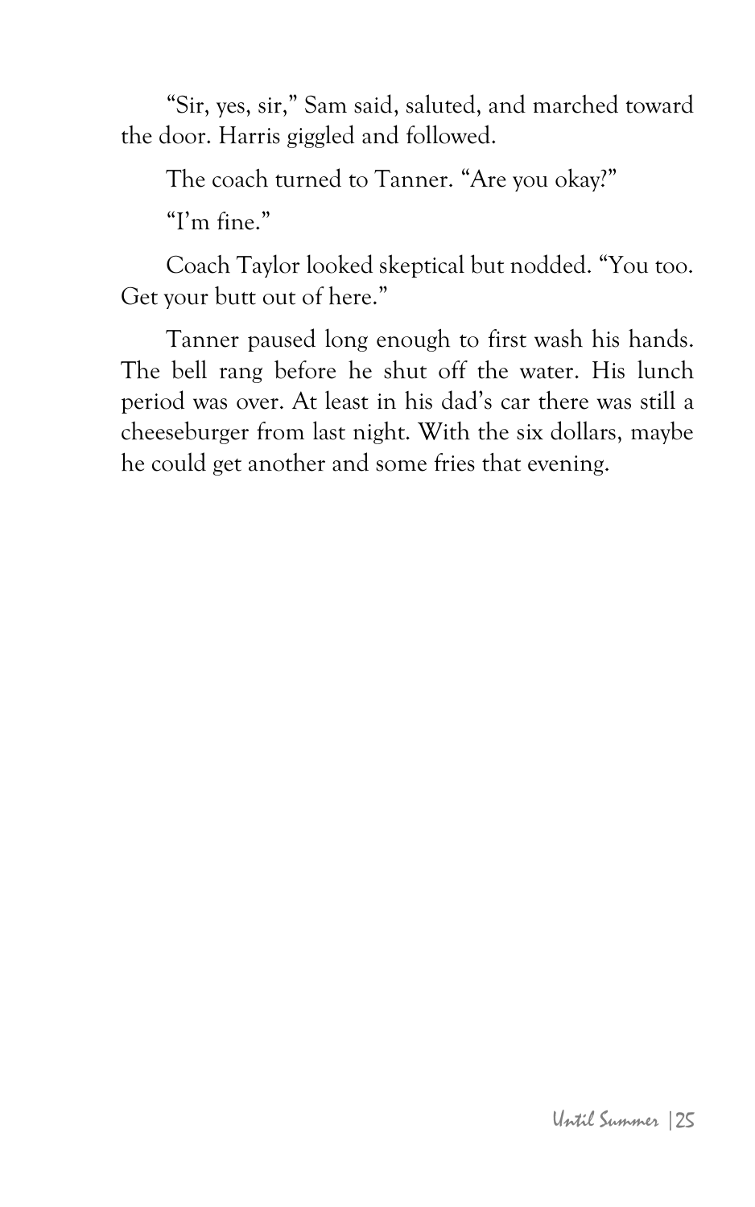"Sir, yes, sir," Sam said, saluted, and marched toward the door. Harris giggled and followed.

The coach turned to Tanner. "Are you okay?"

"I'm fine."

Coach Taylor looked skeptical but nodded. "You too. Get your butt out of here."

Tanner paused long enough to first wash his hands. The bell rang before he shut off the water. His lunch period was over. At least in his dad's car there was still a cheeseburger from last night. With the six dollars, maybe he could get another and some fries that evening.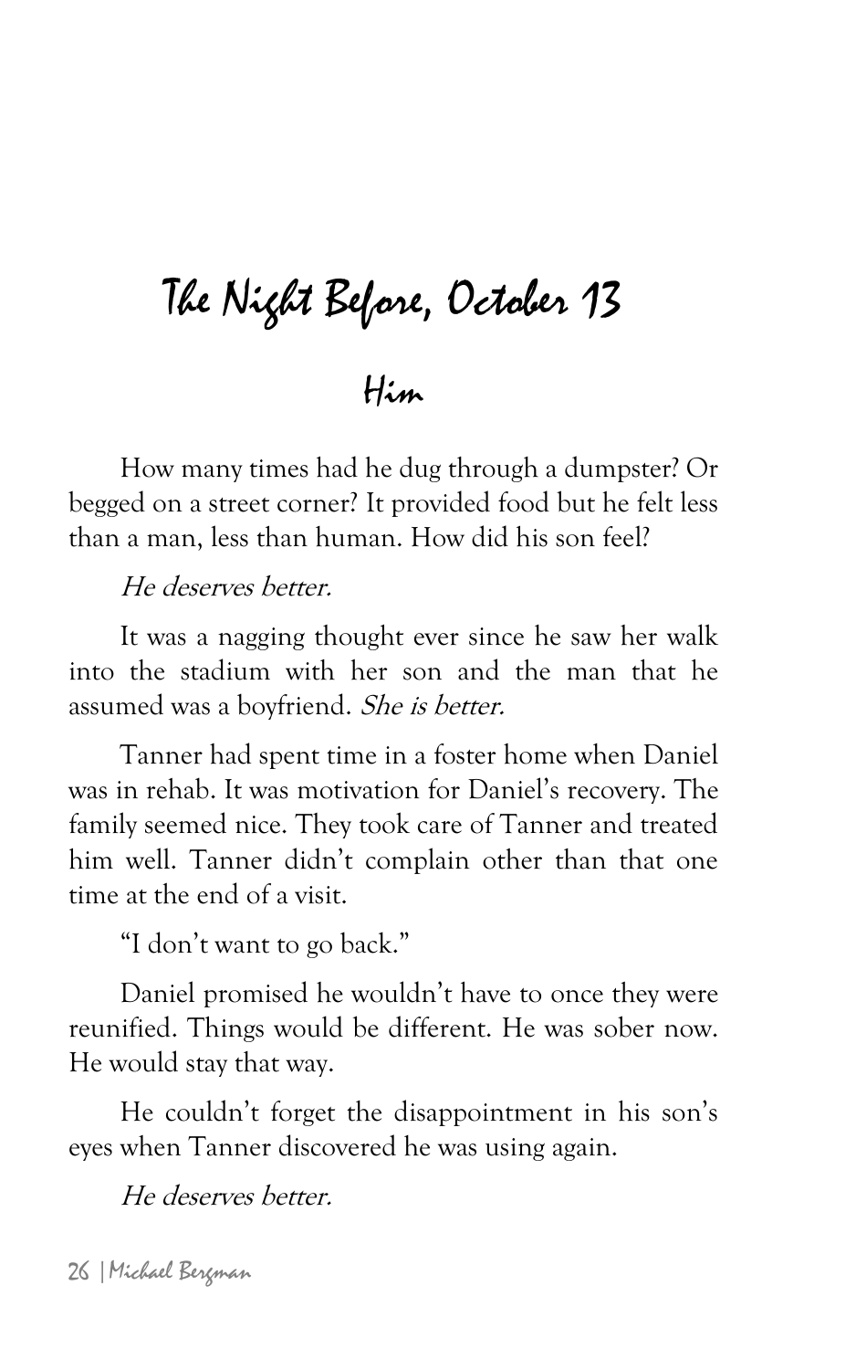# The Night Before, October 13

## Him

How many times had he dug through a dumpster? Or begged on a street corner? It provided food but he felt less than a man, less than human. How did his son feel?

*He deserves better.*

It was a nagging thought ever since he saw her walk into the stadium with her son and the man that he assumed was a boyfriend. *She is better.*

Tanner had spent time in a foster home when Daniel was in rehab. It was motivation for Daniel's recovery. The family seemed nice. They took care of Tanner and treated him well. Tanner didn't complain other than that one time at the end of a visit.

"I don't want to go back."

Daniel promised he wouldn't have to once they were reunified. Things would be different. He was sober now. He would stay that way.

He couldn't forget the disappointment in his son's eyes when Tanner discovered he was using again.

*He deserves better.*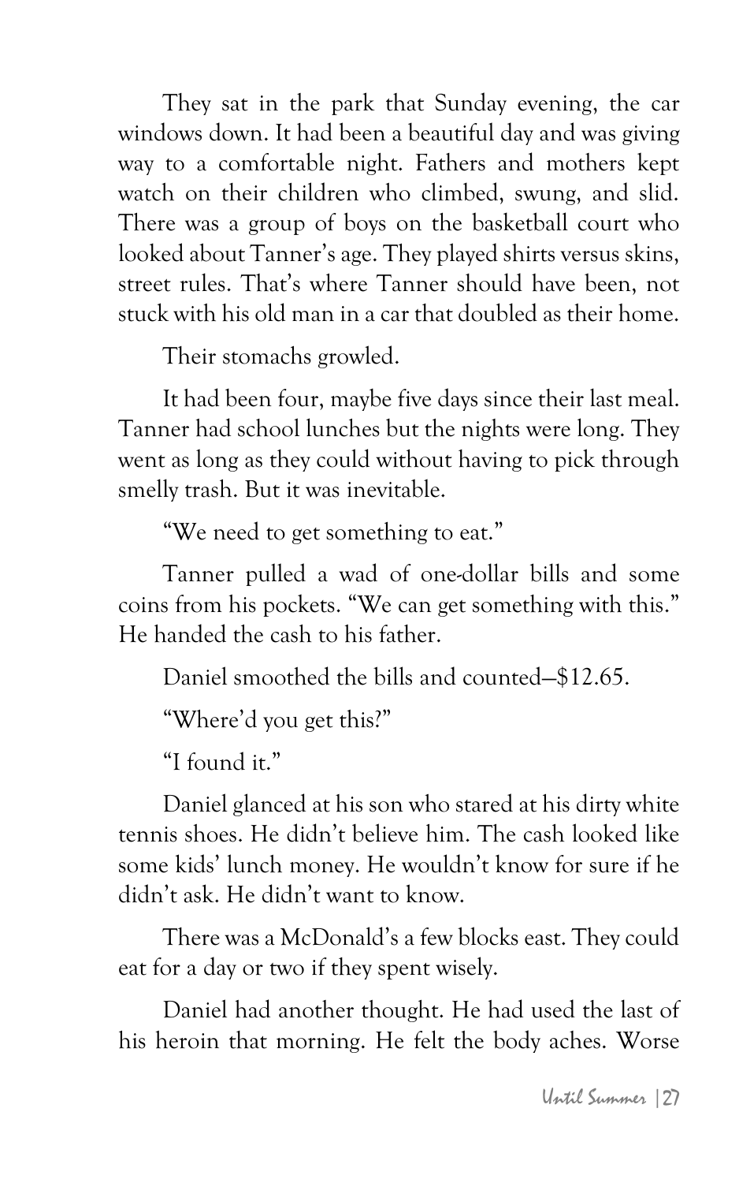They sat in the park that Sunday evening, the car windows down. It had been a beautiful day and was giving way to a comfortable night. Fathers and mothers kept watch on their children who climbed, swung, and slid. There was a group of boys on the basketball court who looked about Tanner's age. They played shirts versus skins, street rules. That's where Tanner should have been, not stuck with his old man in a car that doubled as their home.

Their stomachs growled.

It had been four, maybe five days since their last meal. Tanner had school lunches but the nights were long. They went as long as they could without having to pick through smelly trash. But it was inevitable.

"We need to get something to eat."

Tanner pulled a wad of one-dollar bills and some coins from his pockets. "We can get something with this." He handed the cash to his father.

Daniel smoothed the bills and counted—$12.65.

"Where'd you get this?"

"I found it."

Daniel glanced at his son who stared at his dirty white tennis shoes. He didn't believe him. The cash looked like some kids' lunch money. He wouldn't know for sure if he didn't ask. He didn't want to know.

There was a McDonald's a few blocks east. They could eat for a day or two if they spent wisely.

Daniel had another thought. He had used the last of his heroin that morning. He felt the body aches. Worse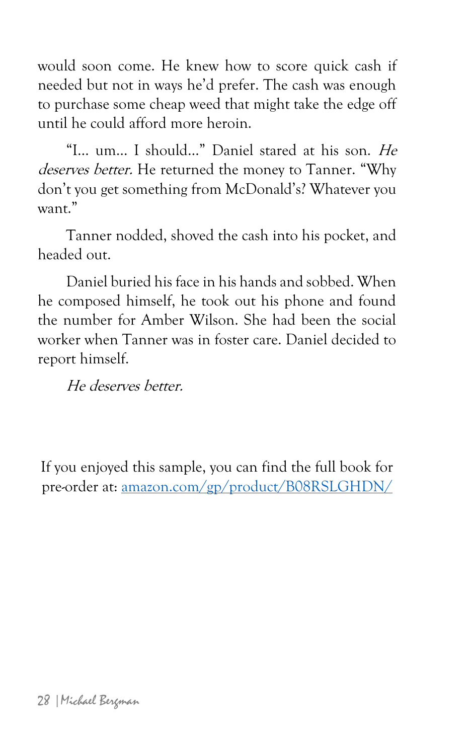would soon come. He knew how to score quick cash if needed but not in ways he'd prefer. The cash was enough to purchase some cheap weed that might take the edge off until he could afford more heroin.

"I… um… I should…" Daniel stared at his son. *He deserves better.* He returned the money to Tanner. "Why don't you get something from McDonald's? Whatever you want."

Tanner nodded, shoved the cash into his pocket, and headed out.

Daniel buried his face in his hands and sobbed. When he composed himself, he took out his phone and found the number for Amber Wilson. She had been the social worker when Tanner was in foster care. Daniel decided to report himself.

*He deserves better.*

If you enjoyed this sample, you can find the full book for pre-order at: [amazon.com/gp/product/B08RSLGHDN/](amazon.com/gp/product/B08RSLGHDN/)